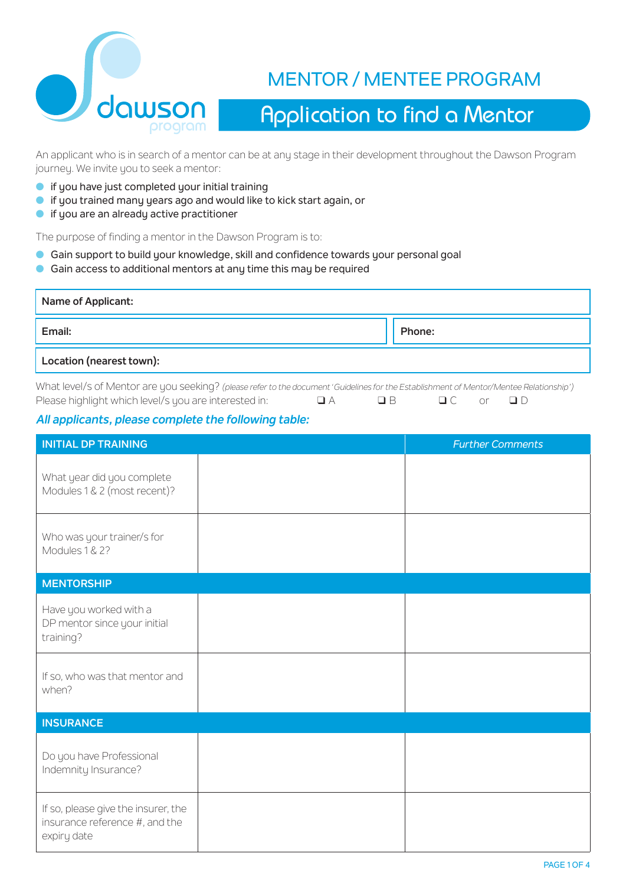dawson program

# MENTOR / MENTEE PROGRAM

## Application to find a Mentor

An applicant who is in search of a mentor can be at any stage in their development throughout the Dawson Program journey. We invite you to seek a mentor:

- if you have just completed your initial training
- if you trained many years ago and would like to kick start again, or
- if you are an already active practitioner

The purpose of finding a mentor in the Dawson Program is to:

- Gain support to build your knowledge, skill and confidence towards your personal goal
- Gain access to additional mentors at any time this may be required

| **Name of Applicant:** | |
|---|---|
| **Email:** | **Phone:** |
| **Location (nearest town):** | |

What level/s of Mentor are you seeking? *(please refer to the document 'Guidelines for the Establishment of Mentor/Mentee Relationship')*
Please highlight which level/s you are interested in: ❑ A ❑ B ❑ C or ❑ D

***All applicants, please complete the following table:***

| **INITIAL DP TRAINING** | | *Further Comments* |
|---|---|---|
| What year did you complete Modules 1 & 2 (most recent)? | | |
| Who was your trainer/s for Modules 1 & 2? | | |
| **MENTORSHIP** | | |
| Have you worked with a DP mentor since your initial training? | | |
| If so, who was that mentor and when? | | |
| **INSURANCE** | | |
| Do you have Professional Indemnity Insurance? | | |
| If so, please give the insurer, the insurance reference #, and the expiry date | | |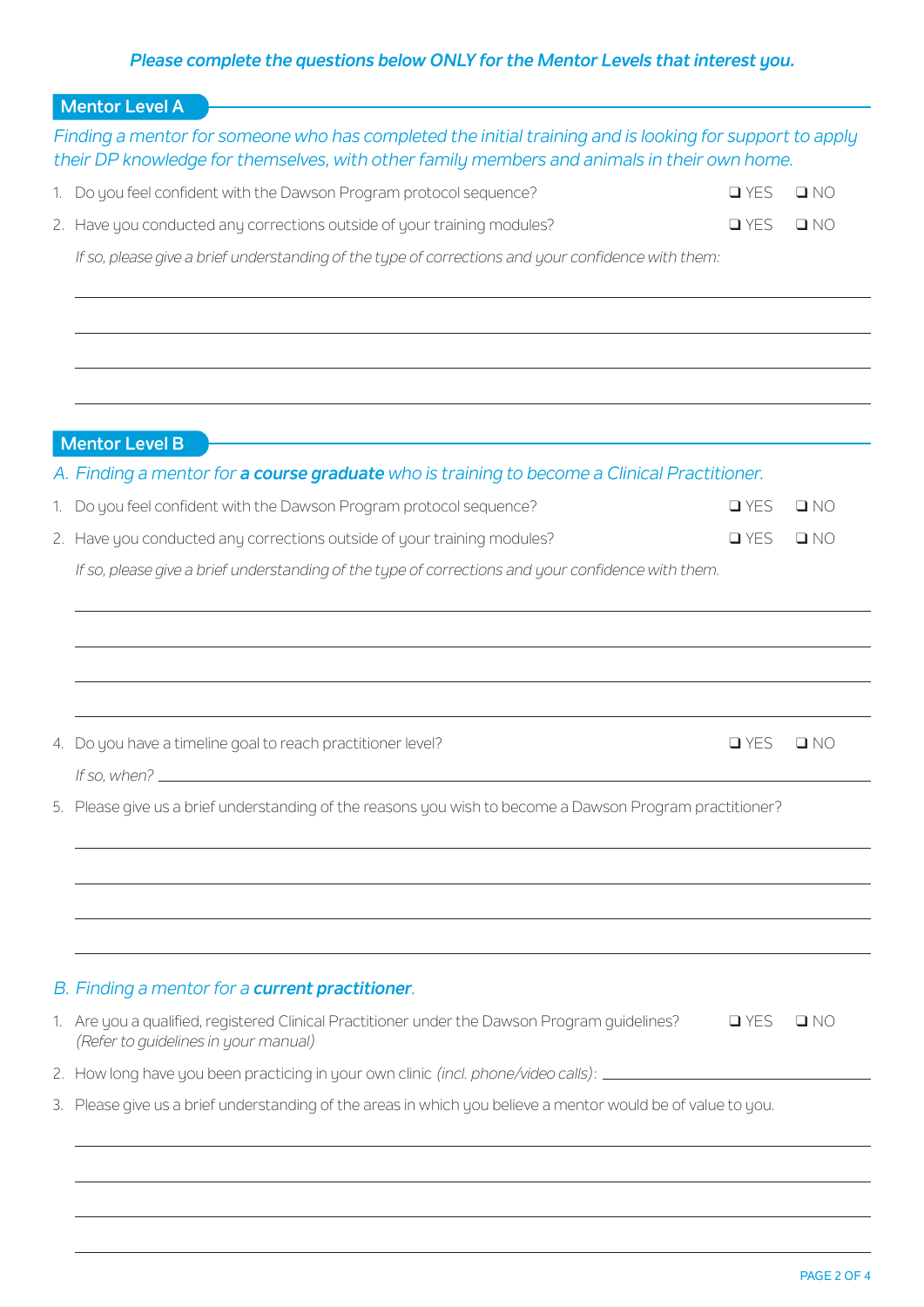***Please complete the questions below ONLY for the Mentor Levels that interest you.***

## Mentor Level A

*Finding a mentor for someone who has completed the initial training and is looking for support to apply their DP knowledge for themselves, with other family members and animals in their own home.*

1. Do you feel confident with the Dawson Program protocol sequence? ❑ YES ❑ NO
2. Have you conducted any corrections outside of your training modules? ❑ YES ❑ NO

   *If so, please give a brief understanding of the type of corrections and your confidence with them:*

## Mentor Level B

*A. Finding a mentor for **a course graduate** who is training to become a Clinical Practitioner.*

1. Do you feel confident with the Dawson Program protocol sequence? ❑ YES ❑ NO
2. Have you conducted any corrections outside of your training modules? ❑ YES ❑ NO

   *If so, please give a brief understanding of the type of corrections and your confidence with them.*

4. Do you have a timeline goal to reach practitioner level? ❑ YES ❑ NO

   *If so, when?* \_\_\_\_\_\_\_\_\_\_\_\_

5. Please give us a brief understanding of the reasons you wish to become a Dawson Program practitioner?

*B. Finding a mentor for a **current practitioner**.*

1. Are you a qualified, registered Clinical Practitioner under the Dawson Program guidelines? ❑ YES ❑ NO
   *(Refer to guidelines in your manual)*
2. How long have you been practicing in your own clinic *(incl. phone/video calls)*: \_\_\_\_\_\_\_\_\_\_\_\_
3. Please give us a brief understanding of the areas in which you believe a mentor would be of value to you.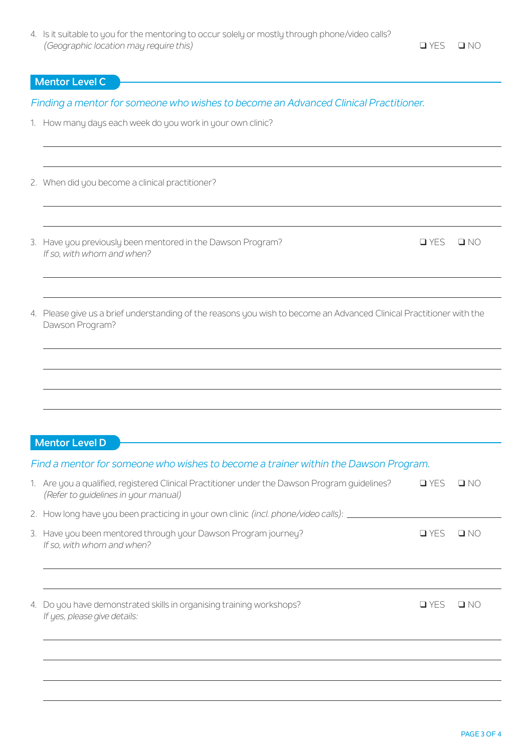4. Is it suitable to you for the mentoring to occur solely or mostly through phone/video calls? *(Geographic location may require this)* ❑ YES ❑ NO

## Mentor Level C

*Finding a mentor for someone who wishes to become an Advanced Clinical Practitioner.*

1. How many days each week do you work in your own clinic?

2. When did you become a clinical practitioner?

3. Have you previously been mentored in the Dawson Program? ❑ YES ❑ NO
   *If so, with whom and when?*

4. Please give us a brief understanding of the reasons you wish to become an Advanced Clinical Practitioner with the Dawson Program?

## Mentor Level D

*Find a mentor for someone who wishes to become a trainer within the Dawson Program.*

1. Are you a qualified, registered Clinical Practitioner under the Dawson Program guidelines? ❑ YES ❑ NO
   *(Refer to guidelines in your manual)*

2. How long have you been practicing in your own clinic *(incl. phone/video calls)*: ______

3. Have you been mentored through your Dawson Program journey? ❑ YES ❑ NO
   *If so, with whom and when?*

4. Do you have demonstrated skills in organising training workshops? ❑ YES ❑ NO
   *If yes, please give details:*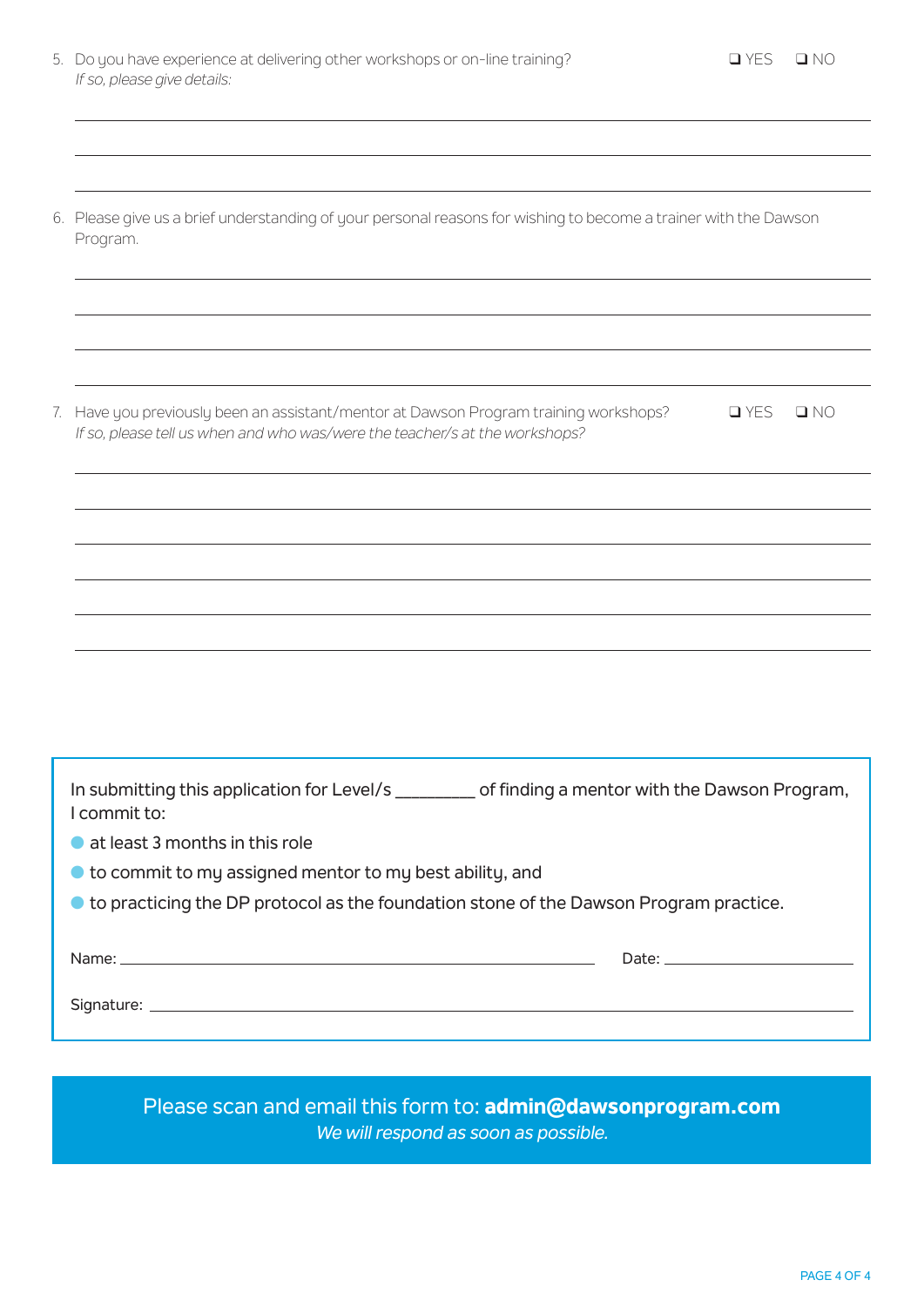5. Do you have experience at delivering other workshops or on-line training? ❑ YES ❑ NO
   *If so, please give details:*

6. Please give us a brief understanding of your personal reasons for wishing to become a trainer with the Dawson Program.

7. Have you previously been an assistant/mentor at Dawson Program training workshops? ❑ YES ❑ NO
   *If so, please tell us when and who was/were the teacher/s at the workshops?*

In submitting this application for Level/s ________ of finding a mentor with the Dawson Program, I commit to:

- at least 3 months in this role
- to commit to my assigned mentor to my best ability, and
- to practicing the DP protocol as the foundation stone of the Dawson Program practice.

Name: ______________________________ Date: ______________

Signature: ______________________________

Please scan and email this form to: **admin@dawsonprogram.com**
*We will respond as soon as possible.*